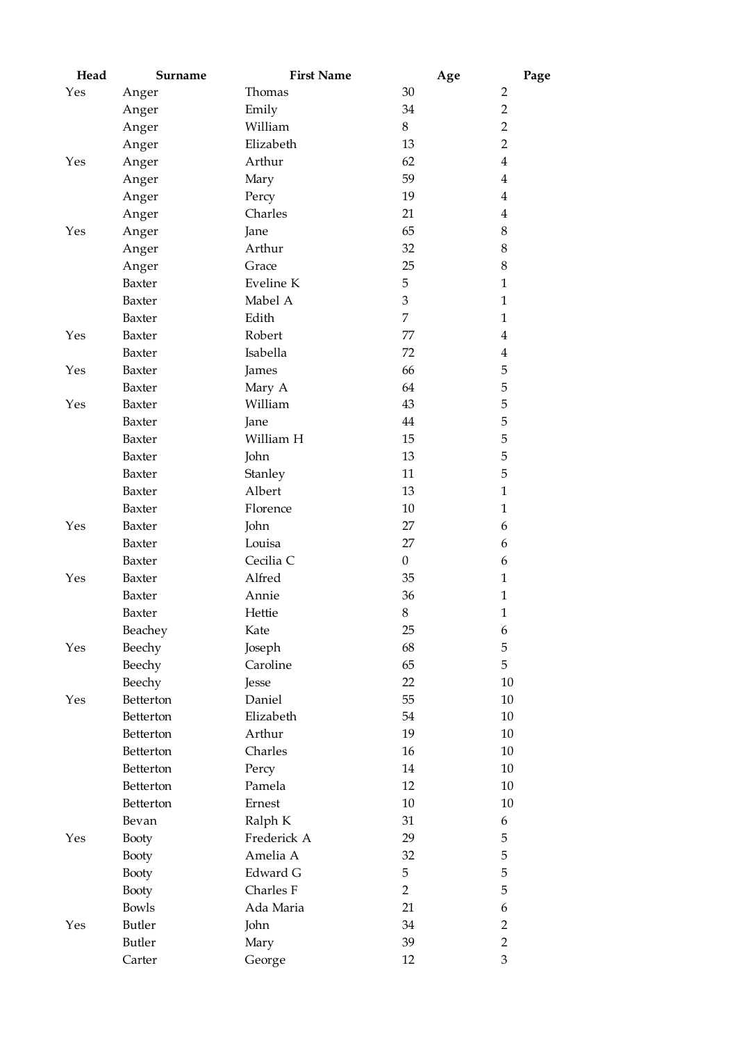| Head | Surname | First Name | Age | Page |
|---|---|---|---|---|
| Yes | Anger | Thomas | 30 | 2 |
| | Anger | Emily | 34 | 2 |
| | Anger | William | 8 | 2 |
| | Anger | Elizabeth | 13 | 2 |
| Yes | Anger | Arthur | 62 | 4 |
| | Anger | Mary | 59 | 4 |
| | Anger | Percy | 19 | 4 |
| | Anger | Charles | 21 | 4 |
| Yes | Anger | Jane | 65 | 8 |
| | Anger | Arthur | 32 | 8 |
| | Anger | Grace | 25 | 8 |
| | Baxter | Eveline K | 5 | 1 |
| | Baxter | Mabel A | 3 | 1 |
| | Baxter | Edith | 7 | 1 |
| Yes | Baxter | Robert | 77 | 4 |
| | Baxter | Isabella | 72 | 4 |
| Yes | Baxter | James | 66 | 5 |
| | Baxter | Mary A | 64 | 5 |
| Yes | Baxter | William | 43 | 5 |
| | Baxter | Jane | 44 | 5 |
| | Baxter | William H | 15 | 5 |
| | Baxter | John | 13 | 5 |
| | Baxter | Stanley | 11 | 5 |
| | Baxter | Albert | 13 | 1 |
| | Baxter | Florence | 10 | 1 |
| Yes | Baxter | John | 27 | 6 |
| | Baxter | Louisa | 27 | 6 |
| | Baxter | Cecilia C | 0 | 6 |
| Yes | Baxter | Alfred | 35 | 1 |
| | Baxter | Annie | 36 | 1 |
| | Baxter | Hettie | 8 | 1 |
| | Beachey | Kate | 25 | 6 |
| Yes | Beechy | Joseph | 68 | 5 |
| | Beechy | Caroline | 65 | 5 |
| | Beechy | Jesse | 22 | 10 |
| Yes | Betterton | Daniel | 55 | 10 |
| | Betterton | Elizabeth | 54 | 10 |
| | Betterton | Arthur | 19 | 10 |
| | Betterton | Charles | 16 | 10 |
| | Betterton | Percy | 14 | 10 |
| | Betterton | Pamela | 12 | 10 |
| | Betterton | Ernest | 10 | 10 |
| | Bevan | Ralph K | 31 | 6 |
| Yes | Booty | Frederick A | 29 | 5 |
| | Booty | Amelia A | 32 | 5 |
| | Booty | Edward G | 5 | 5 |
| | Booty | Charles F | 2 | 5 |
| | Bowls | Ada Maria | 21 | 6 |
| Yes | Butler | John | 34 | 2 |
| | Butler | Mary | 39 | 2 |
| | Carter | George | 12 | 3 |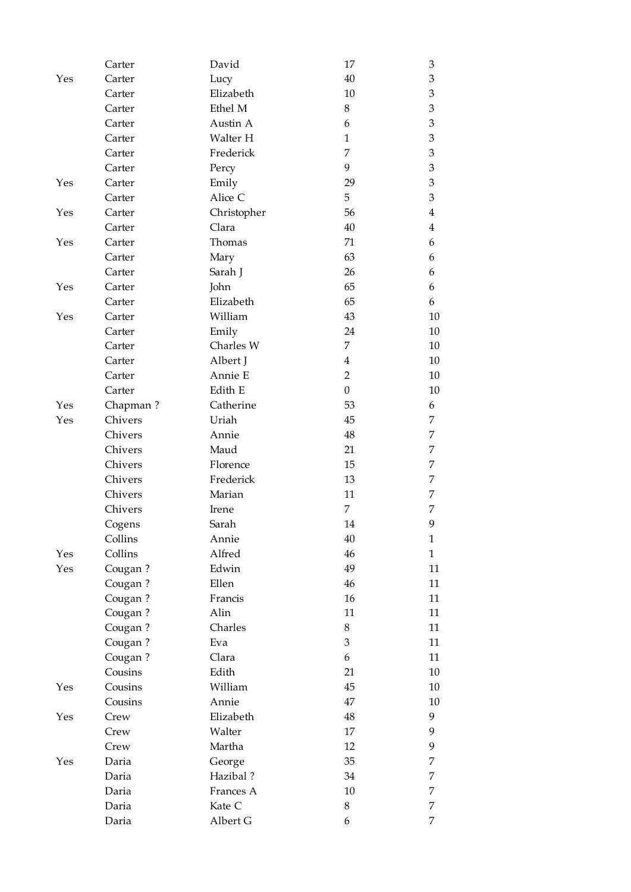|  |  |  |  |  |
|---|---|---|---|---|
|  | Carter | David | 17 | 3 |
| Yes | Carter | Lucy | 40 | 3 |
|  | Carter | Elizabeth | 10 | 3 |
|  | Carter | Ethel M | 8 | 3 |
|  | Carter | Austin A | 6 | 3 |
|  | Carter | Walter H | 1 | 3 |
|  | Carter | Frederick | 7 | 3 |
|  | Carter | Percy | 9 | 3 |
| Yes | Carter | Emily | 29 | 3 |
|  | Carter | Alice C | 5 | 3 |
| Yes | Carter | Christopher | 56 | 4 |
|  | Carter | Clara | 40 | 4 |
| Yes | Carter | Thomas | 71 | 6 |
|  | Carter | Mary | 63 | 6 |
|  | Carter | Sarah J | 26 | 6 |
| Yes | Carter | John | 65 | 6 |
|  | Carter | Elizabeth | 65 | 6 |
| Yes | Carter | William | 43 | 10 |
|  | Carter | Emily | 24 | 10 |
|  | Carter | Charles W | 7 | 10 |
|  | Carter | Albert J | 4 | 10 |
|  | Carter | Annie E | 2 | 10 |
|  | Carter | Edith E | 0 | 10 |
| Yes | Chapman ? | Catherine | 53 | 6 |
| Yes | Chivers | Uriah | 45 | 7 |
|  | Chivers | Annie | 48 | 7 |
|  | Chivers | Maud | 21 | 7 |
|  | Chivers | Florence | 15 | 7 |
|  | Chivers | Frederick | 13 | 7 |
|  | Chivers | Marian | 11 | 7 |
|  | Chivers | Irene | 7 | 7 |
|  | Cogens | Sarah | 14 | 9 |
|  | Collins | Annie | 40 | 1 |
| Yes | Collins | Alfred | 46 | 1 |
| Yes | Cougan ? | Edwin | 49 | 11 |
|  | Cougan ? | Ellen | 46 | 11 |
|  | Cougan ? | Francis | 16 | 11 |
|  | Cougan ? | Alin | 11 | 11 |
|  | Cougan ? | Charles | 8 | 11 |
|  | Cougan ? | Eva | 3 | 11 |
|  | Cougan ? | Clara | 6 | 11 |
|  | Cousins | Edith | 21 | 10 |
| Yes | Cousins | William | 45 | 10 |
|  | Cousins | Annie | 47 | 10 |
| Yes | Crew | Elizabeth | 48 | 9 |
|  | Crew | Walter | 17 | 9 |
|  | Crew | Martha | 12 | 9 |
| Yes | Daria | George | 35 | 7 |
|  | Daria | Hazibal ? | 34 | 7 |
|  | Daria | Frances A | 10 | 7 |
|  | Daria | Kate C | 8 | 7 |
|  | Daria | Albert G | 6 | 7 |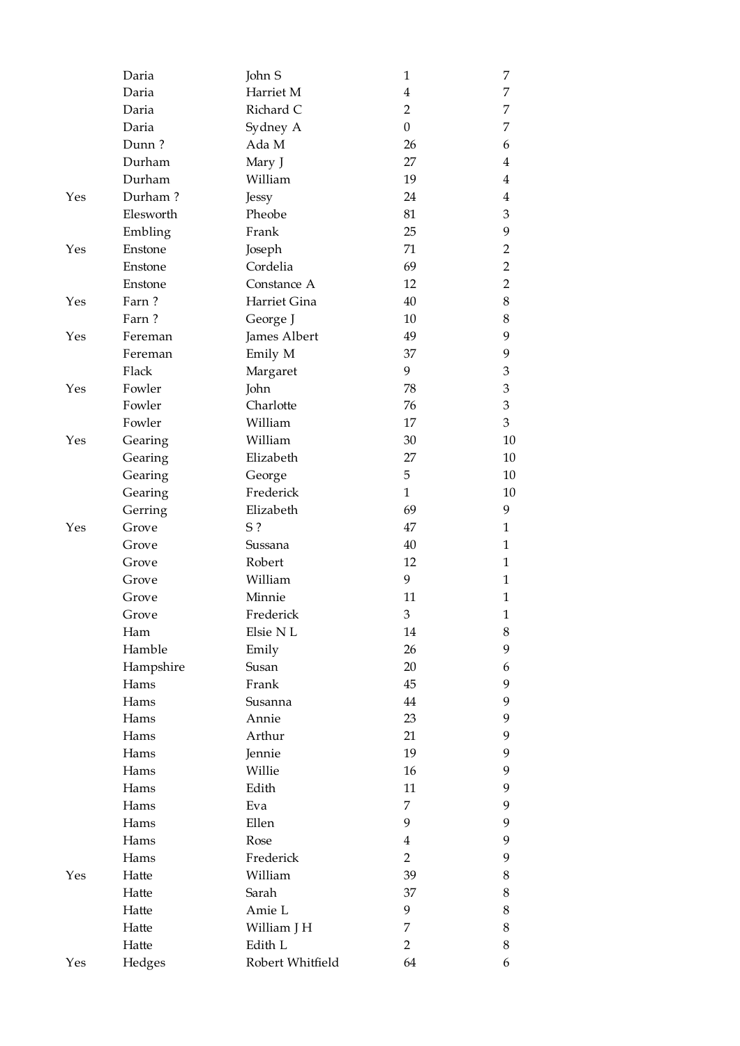| | | | | |
|---|---|---|---|---|
| | Daria | John S | 1 | 7 |
| | Daria | Harriet M | 4 | 7 |
| | Daria | Richard C | 2 | 7 |
| | Daria | Sydney A | 0 | 7 |
| | Dunn ? | Ada M | 26 | 6 |
| | Durham | Mary J | 27 | 4 |
| | Durham | William | 19 | 4 |
| Yes | Durham ? | Jessy | 24 | 4 |
| | Elesworth | Pheobe | 81 | 3 |
| | Embling | Frank | 25 | 9 |
| Yes | Enstone | Joseph | 71 | 2 |
| | Enstone | Cordelia | 69 | 2 |
| | Enstone | Constance A | 12 | 2 |
| Yes | Farn ? | Harriet Gina | 40 | 8 |
| | Farn ? | George J | 10 | 8 |
| Yes | Fereman | James Albert | 49 | 9 |
| | Fereman | Emily M | 37 | 9 |
| | Flack | Margaret | 9 | 3 |
| Yes | Fowler | John | 78 | 3 |
| | Fowler | Charlotte | 76 | 3 |
| | Fowler | William | 17 | 3 |
| Yes | Gearing | William | 30 | 10 |
| | Gearing | Elizabeth | 27 | 10 |
| | Gearing | George | 5 | 10 |
| | Gearing | Frederick | 1 | 10 |
| | Gerring | Elizabeth | 69 | 9 |
| Yes | Grove | S ? | 47 | 1 |
| | Grove | Sussana | 40 | 1 |
| | Grove | Robert | 12 | 1 |
| | Grove | William | 9 | 1 |
| | Grove | Minnie | 11 | 1 |
| | Grove | Frederick | 3 | 1 |
| | Ham | Elsie N L | 14 | 8 |
| | Hamble | Emily | 26 | 9 |
| | Hampshire | Susan | 20 | 6 |
| | Hams | Frank | 45 | 9 |
| | Hams | Susanna | 44 | 9 |
| | Hams | Annie | 23 | 9 |
| | Hams | Arthur | 21 | 9 |
| | Hams | Jennie | 19 | 9 |
| | Hams | Willie | 16 | 9 |
| | Hams | Edith | 11 | 9 |
| | Hams | Eva | 7 | 9 |
| | Hams | Ellen | 9 | 9 |
| | Hams | Rose | 4 | 9 |
| | Hams | Frederick | 2 | 9 |
| Yes | Hatte | William | 39 | 8 |
| | Hatte | Sarah | 37 | 8 |
| | Hatte | Amie L | 9 | 8 |
| | Hatte | William J H | 7 | 8 |
| | Hatte | Edith L | 2 | 8 |
| Yes | Hedges | Robert Whitfield | 64 | 6 |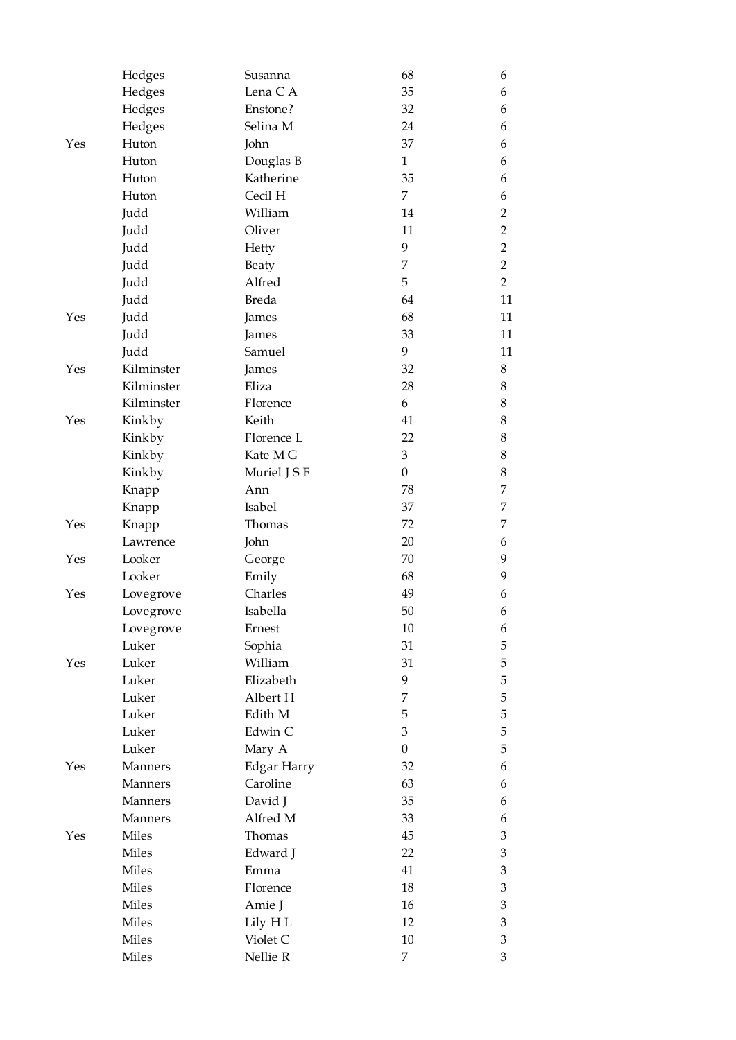|  |  |  |  |  |
|---|---|---|---|---|
|  | Hedges | Susanna | 68 | 6 |
|  | Hedges | Lena C A | 35 | 6 |
|  | Hedges | Enstone? | 32 | 6 |
|  | Hedges | Selina M | 24 | 6 |
| Yes | Huton | John | 37 | 6 |
|  | Huton | Douglas B | 1 | 6 |
|  | Huton | Katherine | 35 | 6 |
|  | Huton | Cecil H | 7 | 6 |
|  | Judd | William | 14 | 2 |
|  | Judd | Oliver | 11 | 2 |
|  | Judd | Hetty | 9 | 2 |
|  | Judd | Beaty | 7 | 2 |
|  | Judd | Alfred | 5 | 2 |
|  | Judd | Breda | 64 | 11 |
| Yes | Judd | James | 68 | 11 |
|  | Judd | James | 33 | 11 |
|  | Judd | Samuel | 9 | 11 |
| Yes | Kilminster | James | 32 | 8 |
|  | Kilminster | Eliza | 28 | 8 |
|  | Kilminster | Florence | 6 | 8 |
| Yes | Kinkby | Keith | 41 | 8 |
|  | Kinkby | Florence L | 22 | 8 |
|  | Kinkby | Kate M G | 3 | 8 |
|  | Kinkby | Muriel J S F | 0 | 8 |
|  | Knapp | Ann | 78 | 7 |
|  | Knapp | Isabel | 37 | 7 |
| Yes | Knapp | Thomas | 72 | 7 |
|  | Lawrence | John | 20 | 6 |
| Yes | Looker | George | 70 | 9 |
|  | Looker | Emily | 68 | 9 |
| Yes | Lovegrove | Charles | 49 | 6 |
|  | Lovegrove | Isabella | 50 | 6 |
|  | Lovegrove | Ernest | 10 | 6 |
|  | Luker | Sophia | 31 | 5 |
| Yes | Luker | William | 31 | 5 |
|  | Luker | Elizabeth | 9 | 5 |
|  | Luker | Albert H | 7 | 5 |
|  | Luker | Edith M | 5 | 5 |
|  | Luker | Edwin C | 3 | 5 |
|  | Luker | Mary A | 0 | 5 |
| Yes | Manners | Edgar Harry | 32 | 6 |
|  | Manners | Caroline | 63 | 6 |
|  | Manners | David J | 35 | 6 |
|  | Manners | Alfred M | 33 | 6 |
| Yes | Miles | Thomas | 45 | 3 |
|  | Miles | Edward J | 22 | 3 |
|  | Miles | Emma | 41 | 3 |
|  | Miles | Florence | 18 | 3 |
|  | Miles | Amie J | 16 | 3 |
|  | Miles | Lily H L | 12 | 3 |
|  | Miles | Violet C | 10 | 3 |
|  | Miles | Nellie R | 7 | 3 |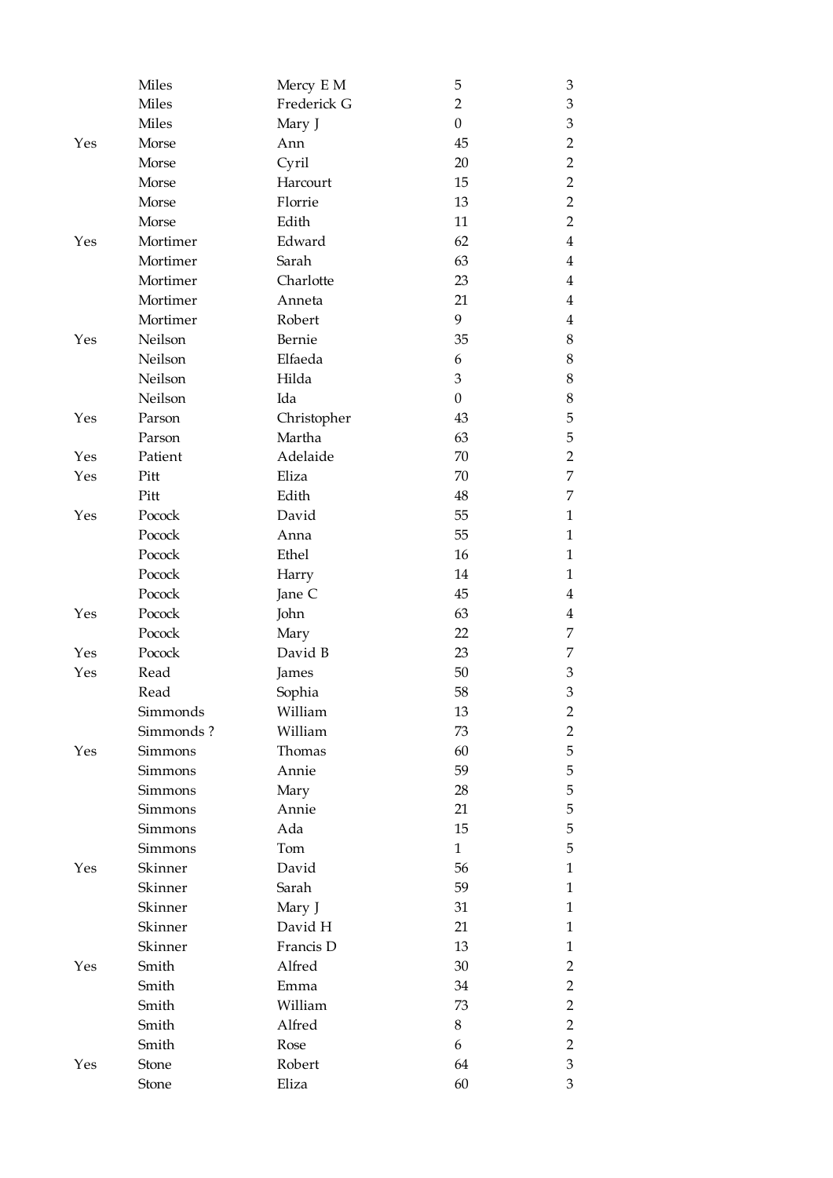| | | | | |
|---|---|---|---|---|
| | Miles | Mercy E M | 5 | 3 |
| | Miles | Frederick G | 2 | 3 |
| | Miles | Mary J | 0 | 3 |
| Yes | Morse | Ann | 45 | 2 |
| | Morse | Cyril | 20 | 2 |
| | Morse | Harcourt | 15 | 2 |
| | Morse | Florrie | 13 | 2 |
| | Morse | Edith | 11 | 2 |
| Yes | Mortimer | Edward | 62 | 4 |
| | Mortimer | Sarah | 63 | 4 |
| | Mortimer | Charlotte | 23 | 4 |
| | Mortimer | Anneta | 21 | 4 |
| | Mortimer | Robert | 9 | 4 |
| Yes | Neilson | Bernie | 35 | 8 |
| | Neilson | Elfaeda | 6 | 8 |
| | Neilson | Hilda | 3 | 8 |
| | Neilson | Ida | 0 | 8 |
| Yes | Parson | Christopher | 43 | 5 |
| | Parson | Martha | 63 | 5 |
| Yes | Patient | Adelaide | 70 | 2 |
| Yes | Pitt | Eliza | 70 | 7 |
| | Pitt | Edith | 48 | 7 |
| Yes | Pocock | David | 55 | 1 |
| | Pocock | Anna | 55 | 1 |
| | Pocock | Ethel | 16 | 1 |
| | Pocock | Harry | 14 | 1 |
| | Pocock | Jane C | 45 | 4 |
| Yes | Pocock | John | 63 | 4 |
| | Pocock | Mary | 22 | 7 |
| Yes | Pocock | David B | 23 | 7 |
| Yes | Read | James | 50 | 3 |
| | Read | Sophia | 58 | 3 |
| | Simmonds | William | 13 | 2 |
| | Simmonds ? | William | 73 | 2 |
| Yes | Simmons | Thomas | 60 | 5 |
| | Simmons | Annie | 59 | 5 |
| | Simmons | Mary | 28 | 5 |
| | Simmons | Annie | 21 | 5 |
| | Simmons | Ada | 15 | 5 |
| | Simmons | Tom | 1 | 5 |
| Yes | Skinner | David | 56 | 1 |
| | Skinner | Sarah | 59 | 1 |
| | Skinner | Mary J | 31 | 1 |
| | Skinner | David H | 21 | 1 |
| | Skinner | Francis D | 13 | 1 |
| Yes | Smith | Alfred | 30 | 2 |
| | Smith | Emma | 34 | 2 |
| | Smith | William | 73 | 2 |
| | Smith | Alfred | 8 | 2 |
| | Smith | Rose | 6 | 2 |
| Yes | Stone | Robert | 64 | 3 |
| | Stone | Eliza | 60 | 3 |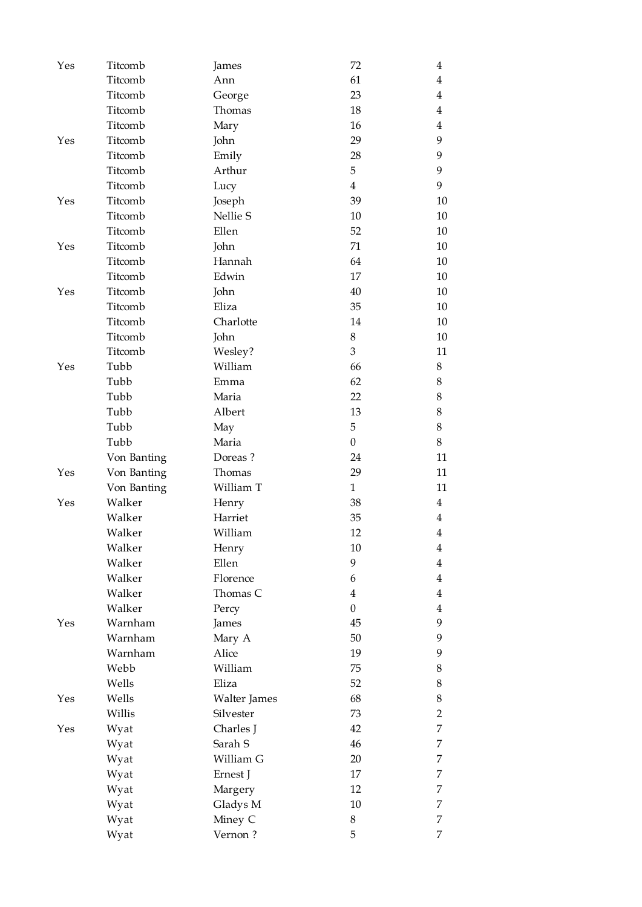| | | | | |
|---|---|---|---|---|
| Yes | Titcomb | James | 72 | 4 |
| | Titcomb | Ann | 61 | 4 |
| | Titcomb | George | 23 | 4 |
| | Titcomb | Thomas | 18 | 4 |
| | Titcomb | Mary | 16 | 4 |
| Yes | Titcomb | John | 29 | 9 |
| | Titcomb | Emily | 28 | 9 |
| | Titcomb | Arthur | 5 | 9 |
| | Titcomb | Lucy | 4 | 9 |
| Yes | Titcomb | Joseph | 39 | 10 |
| | Titcomb | Nellie S | 10 | 10 |
| | Titcomb | Ellen | 52 | 10 |
| Yes | Titcomb | John | 71 | 10 |
| | Titcomb | Hannah | 64 | 10 |
| | Titcomb | Edwin | 17 | 10 |
| Yes | Titcomb | John | 40 | 10 |
| | Titcomb | Eliza | 35 | 10 |
| | Titcomb | Charlotte | 14 | 10 |
| | Titcomb | John | 8 | 10 |
| | Titcomb | Wesley? | 3 | 11 |
| Yes | Tubb | William | 66 | 8 |
| | Tubb | Emma | 62 | 8 |
| | Tubb | Maria | 22 | 8 |
| | Tubb | Albert | 13 | 8 |
| | Tubb | May | 5 | 8 |
| | Tubb | Maria | 0 | 8 |
| | Von Banting | Doreas ? | 24 | 11 |
| Yes | Von Banting | Thomas | 29 | 11 |
| | Von Banting | William T | 1 | 11 |
| Yes | Walker | Henry | 38 | 4 |
| | Walker | Harriet | 35 | 4 |
| | Walker | William | 12 | 4 |
| | Walker | Henry | 10 | 4 |
| | Walker | Ellen | 9 | 4 |
| | Walker | Florence | 6 | 4 |
| | Walker | Thomas C | 4 | 4 |
| | Walker | Percy | 0 | 4 |
| Yes | Warnham | James | 45 | 9 |
| | Warnham | Mary A | 50 | 9 |
| | Warnham | Alice | 19 | 9 |
| | Webb | William | 75 | 8 |
| | Wells | Eliza | 52 | 8 |
| Yes | Wells | Walter James | 68 | 8 |
| | Willis | Silvester | 73 | 2 |
| Yes | Wyat | Charles J | 42 | 7 |
| | Wyat | Sarah S | 46 | 7 |
| | Wyat | William G | 20 | 7 |
| | Wyat | Ernest J | 17 | 7 |
| | Wyat | Margery | 12 | 7 |
| | Wyat | Gladys M | 10 | 7 |
| | Wyat | Miney C | 8 | 7 |
| | Wyat | Vernon ? | 5 | 7 |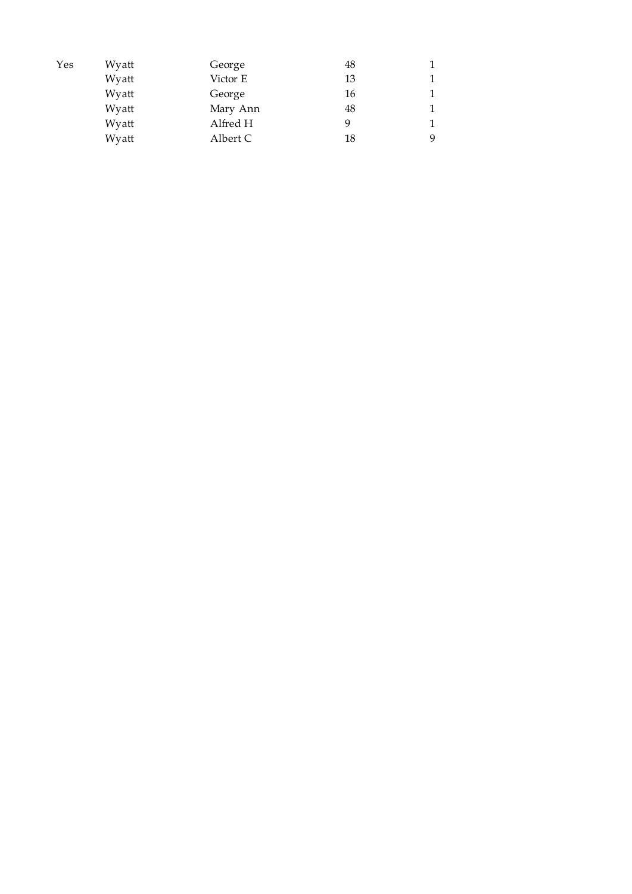| | | | | |
|---|---|---|---|---|
| Yes | Wyatt | George | 48 | 1 |
| | Wyatt | Victor E | 13 | 1 |
| | Wyatt | George | 16 | 1 |
| | Wyatt | Mary Ann | 48 | 1 |
| | Wyatt | Alfred H | 9 | 1 |
| | Wyatt | Albert C | 18 | 9 |